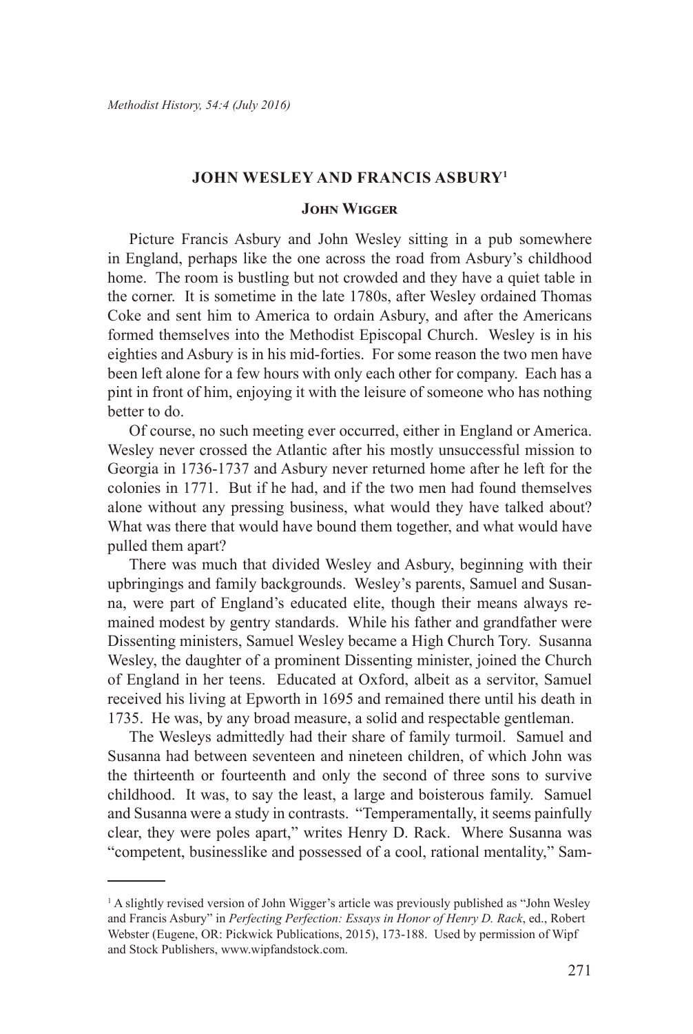# JOHN WESLEY AND FRANCIS ASBURY[1]

### John Wigger

Picture Francis Asbury and John Wesley sitting in a pub somewhere in England, perhaps like the one across the road from Asbury's childhood home. The room is bustling but not crowded and they have a quiet table in the corner. It is sometime in the late 1780s, after Wesley ordained Thomas Coke and sent him to America to ordain Asbury, and after the Americans formed themselves into the Methodist Episcopal Church. Wesley is in his eighties and Asbury is in his mid-forties. For some reason the two men have been left alone for a few hours with only each other for company. Each has a pint in front of him, enjoying it with the leisure of someone who has nothing better to do.

Of course, no such meeting ever occurred, either in England or America. Wesley never crossed the Atlantic after his mostly unsuccessful mission to Georgia in 1736-1737 and Asbury never returned home after he left for the colonies in 1771. But if he had, and if the two men had found themselves alone without any pressing business, what would they have talked about? What was there that would have bound them together, and what would have pulled them apart?

There was much that divided Wesley and Asbury, beginning with their upbringings and family backgrounds. Wesley's parents, Samuel and Susanna, were part of England's educated elite, though their means always remained modest by gentry standards. While his father and grandfather were Dissenting ministers, Samuel Wesley became a High Church Tory. Susanna Wesley, the daughter of a prominent Dissenting minister, joined the Church of England in her teens. Educated at Oxford, albeit as a servitor, Samuel received his living at Epworth in 1695 and remained there until his death in 1735. He was, by any broad measure, a solid and respectable gentleman.

The Wesleys admittedly had their share of family turmoil. Samuel and Susanna had between seventeen and nineteen children, of which John was the thirteenth or fourteenth and only the second of three sons to survive childhood. It was, to say the least, a large and boisterous family. Samuel and Susanna were a study in contrasts. "Temperamentally, it seems painfully clear, they were poles apart," writes Henry D. Rack. Where Susanna was "competent, businesslike and possessed of a cool, rational mentality," Sam-

---

[1] A slightly revised version of John Wigger's article was previously published as "John Wesley and Francis Asbury" in *Perfecting Perfection: Essays in Honor of Henry D. Rack*, ed., Robert Webster (Eugene, OR: Pickwick Publications, 2015), 173-188. Used by permission of Wipf and Stock Publishers, www.wipfandstock.com.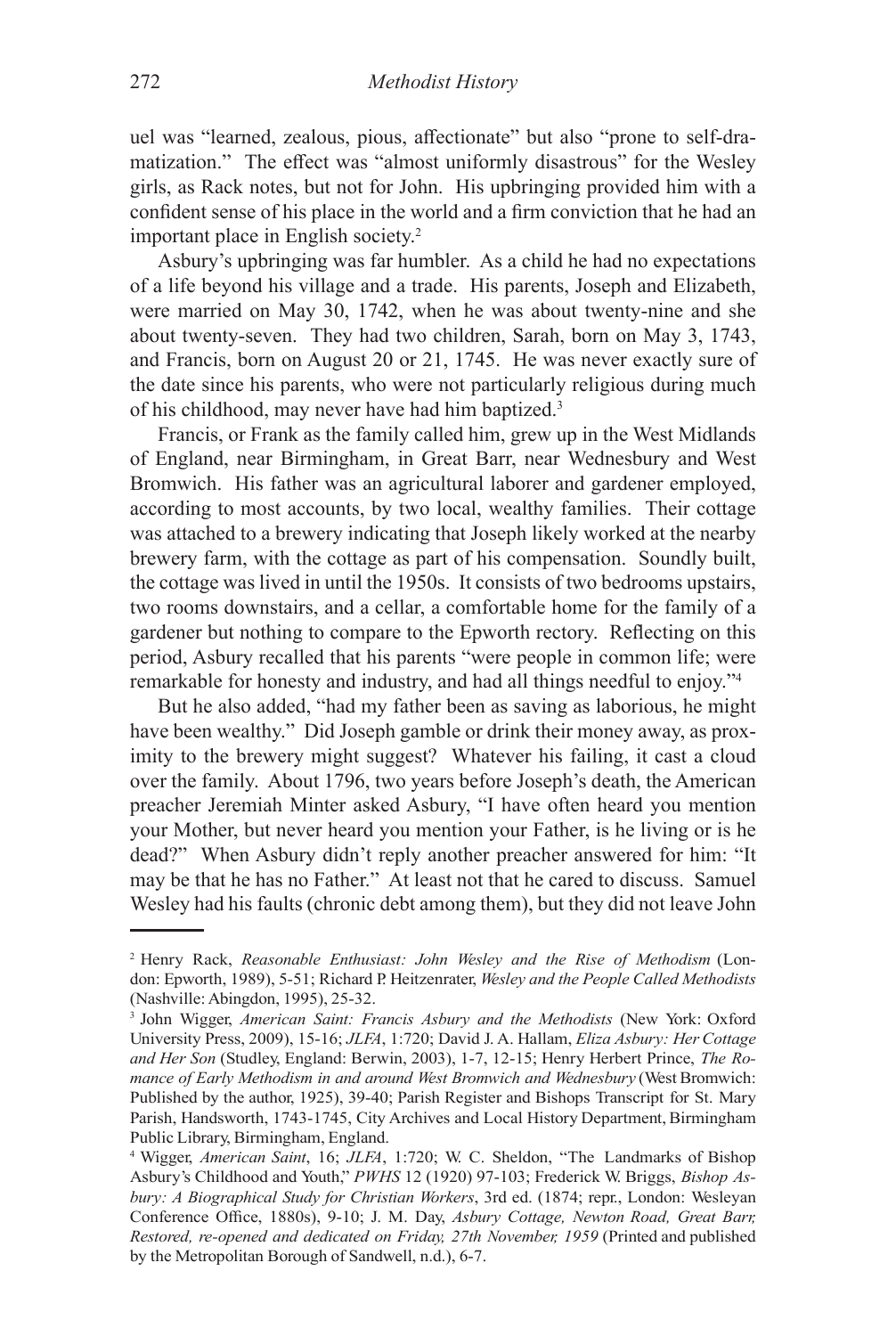uel was "learned, zealous, pious, affectionate" but also "prone to self-dramatization." The effect was "almost uniformly disastrous" for the Wesley girls, as Rack notes, but not for John. His upbringing provided him with a confident sense of his place in the world and a firm conviction that he had an important place in English society.[2]

Asbury's upbringing was far humbler. As a child he had no expectations of a life beyond his village and a trade. His parents, Joseph and Elizabeth, were married on May 30, 1742, when he was about twenty-nine and she about twenty-seven. They had two children, Sarah, born on May 3, 1743, and Francis, born on August 20 or 21, 1745. He was never exactly sure of the date since his parents, who were not particularly religious during much of his childhood, may never have had him baptized.[3]

Francis, or Frank as the family called him, grew up in the West Midlands of England, near Birmingham, in Great Barr, near Wednesbury and West Bromwich. His father was an agricultural laborer and gardener employed, according to most accounts, by two local, wealthy families. Their cottage was attached to a brewery indicating that Joseph likely worked at the nearby brewery farm, with the cottage as part of his compensation. Soundly built, the cottage was lived in until the 1950s. It consists of two bedrooms upstairs, two rooms downstairs, and a cellar, a comfortable home for the family of a gardener but nothing to compare to the Epworth rectory. Reflecting on this period, Asbury recalled that his parents "were people in common life; were remarkable for honesty and industry, and had all things needful to enjoy."[4]

But he also added, "had my father been as saving as laborious, he might have been wealthy." Did Joseph gamble or drink their money away, as proximity to the brewery might suggest? Whatever his failing, it cast a cloud over the family. About 1796, two years before Joseph's death, the American preacher Jeremiah Minter asked Asbury, "I have often heard you mention your Mother, but never heard you mention your Father, is he living or is he dead?" When Asbury didn't reply another preacher answered for him: "It may be that he has no Father." At least not that he cared to discuss. Samuel Wesley had his faults (chronic debt among them), but they did not leave John

---

[2] Henry Rack, *Reasonable Enthusiast: John Wesley and the Rise of Methodism* (London: Epworth, 1989), 5-51; Richard P. Heitzenrater, *Wesley and the People Called Methodists* (Nashville: Abingdon, 1995), 25-32.

[3] John Wigger, *American Saint: Francis Asbury and the Methodists* (New York: Oxford University Press, 2009), 15-16; *JLFA*, 1:720; David J. A. Hallam, *Eliza Asbury: Her Cottage and Her Son* (Studley, England: Berwin, 2003), 1-7, 12-15; Henry Herbert Prince, *The Romance of Early Methodism in and around West Bromwich and Wednesbury* (West Bromwich: Published by the author, 1925), 39-40; Parish Register and Bishops Transcript for St. Mary Parish, Handsworth, 1743-1745, City Archives and Local History Department, Birmingham Public Library, Birmingham, England.

[4] Wigger, *American Saint*, 16; *JLFA*, 1:720; W. C. Sheldon, "The Landmarks of Bishop Asbury's Childhood and Youth," *PWHS* 12 (1920) 97-103; Frederick W. Briggs, *Bishop Asbury: A Biographical Study for Christian Workers*, 3rd ed. (1874; repr., London: Wesleyan Conference Office, 1880s), 9-10; J. M. Day, *Asbury Cottage, Newton Road, Great Barr, Restored, re-opened and dedicated on Friday, 27th November, 1959* (Printed and published by the Metropolitan Borough of Sandwell, n.d.), 6-7.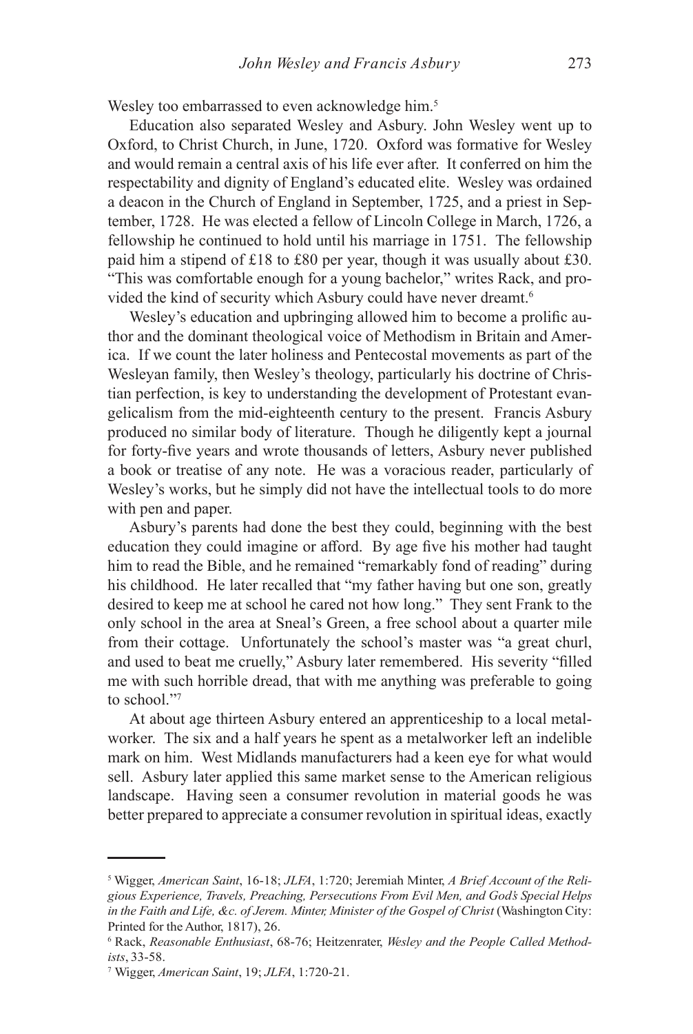Wesley too embarrassed to even acknowledge him.[5]

Education also separated Wesley and Asbury. John Wesley went up to Oxford, to Christ Church, in June, 1720. Oxford was formative for Wesley and would remain a central axis of his life ever after. It conferred on him the respectability and dignity of England's educated elite. Wesley was ordained a deacon in the Church of England in September, 1725, and a priest in September, 1728. He was elected a fellow of Lincoln College in March, 1726, a fellowship he continued to hold until his marriage in 1751. The fellowship paid him a stipend of £18 to £80 per year, though it was usually about £30. "This was comfortable enough for a young bachelor," writes Rack, and provided the kind of security which Asbury could have never dreamt.[6]

Wesley's education and upbringing allowed him to become a prolific author and the dominant theological voice of Methodism in Britain and America. If we count the later holiness and Pentecostal movements as part of the Wesleyan family, then Wesley's theology, particularly his doctrine of Christian perfection, is key to understanding the development of Protestant evangelicalism from the mid-eighteenth century to the present. Francis Asbury produced no similar body of literature. Though he diligently kept a journal for forty-five years and wrote thousands of letters, Asbury never published a book or treatise of any note. He was a voracious reader, particularly of Wesley's works, but he simply did not have the intellectual tools to do more with pen and paper.

Asbury's parents had done the best they could, beginning with the best education they could imagine or afford. By age five his mother had taught him to read the Bible, and he remained "remarkably fond of reading" during his childhood. He later recalled that "my father having but one son, greatly desired to keep me at school he cared not how long." They sent Frank to the only school in the area at Sneal's Green, a free school about a quarter mile from their cottage. Unfortunately the school's master was "a great churl, and used to beat me cruelly," Asbury later remembered. His severity "filled me with such horrible dread, that with me anything was preferable to going to school."[7]

At about age thirteen Asbury entered an apprenticeship to a local metalworker. The six and a half years he spent as a metalworker left an indelible mark on him. West Midlands manufacturers had a keen eye for what would sell. Asbury later applied this same market sense to the American religious landscape. Having seen a consumer revolution in material goods he was better prepared to appreciate a consumer revolution in spiritual ideas, exactly

---

[5] Wigger, *American Saint*, 16-18; *JLFA*, 1:720; Jeremiah Minter, *A Brief Account of the Religious Experience, Travels, Preaching, Persecutions From Evil Men, and God's Special Helps in the Faith and Life, &c. of Jerem. Minter, Minister of the Gospel of Christ* (Washington City: Printed for the Author, 1817), 26.

[6] Rack, *Reasonable Enthusiast*, 68-76; Heitzenrater, *Wesley and the People Called Methodists*, 33-58.

[7] Wigger, *American Saint*, 19; *JLFA*, 1:720-21.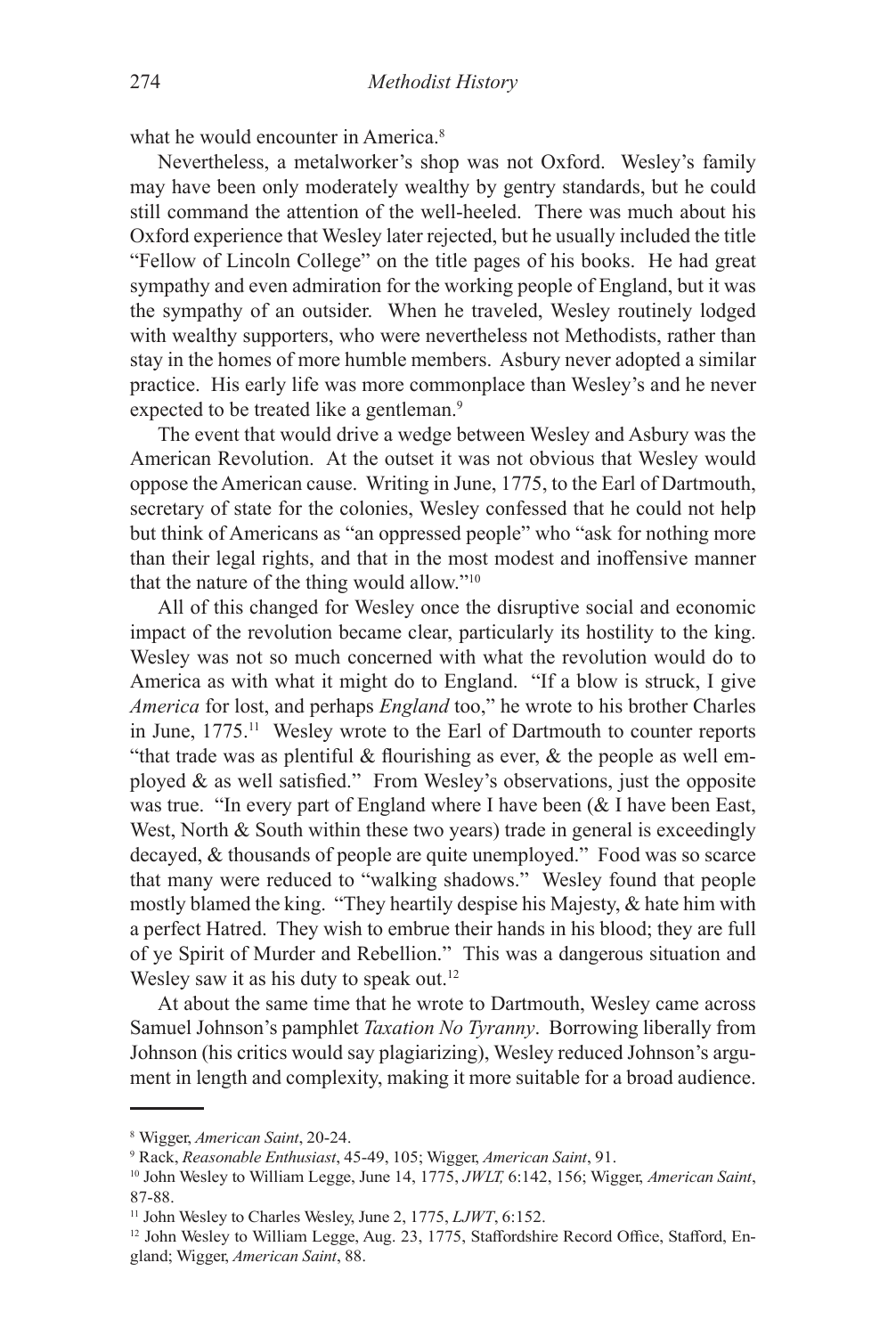what he would encounter in America.[8]

Nevertheless, a metalworker's shop was not Oxford. Wesley's family may have been only moderately wealthy by gentry standards, but he could still command the attention of the well-heeled. There was much about his Oxford experience that Wesley later rejected, but he usually included the title "Fellow of Lincoln College" on the title pages of his books. He had great sympathy and even admiration for the working people of England, but it was the sympathy of an outsider. When he traveled, Wesley routinely lodged with wealthy supporters, who were nevertheless not Methodists, rather than stay in the homes of more humble members. Asbury never adopted a similar practice. His early life was more commonplace than Wesley's and he never expected to be treated like a gentleman.[9]

The event that would drive a wedge between Wesley and Asbury was the American Revolution. At the outset it was not obvious that Wesley would oppose the American cause. Writing in June, 1775, to the Earl of Dartmouth, secretary of state for the colonies, Wesley confessed that he could not help but think of Americans as "an oppressed people" who "ask for nothing more than their legal rights, and that in the most modest and inoffensive manner that the nature of the thing would allow."[10]

All of this changed for Wesley once the disruptive social and economic impact of the revolution became clear, particularly its hostility to the king. Wesley was not so much concerned with what the revolution would do to America as with what it might do to England. "If a blow is struck, I give *America* for lost, and perhaps *England* too," he wrote to his brother Charles in June, 1775.[11] Wesley wrote to the Earl of Dartmouth to counter reports "that trade was as plentiful & flourishing as ever, & the people as well employed & as well satisfied." From Wesley's observations, just the opposite was true. "In every part of England where I have been (& I have been East, West, North & South within these two years) trade in general is exceedingly decayed, & thousands of people are quite unemployed." Food was so scarce that many were reduced to "walking shadows." Wesley found that people mostly blamed the king. "They heartily despise his Majesty, & hate him with a perfect Hatred. They wish to embrue their hands in his blood; they are full of ye Spirit of Murder and Rebellion." This was a dangerous situation and Wesley saw it as his duty to speak out.[12]

At about the same time that he wrote to Dartmouth, Wesley came across Samuel Johnson's pamphlet *Taxation No Tyranny*. Borrowing liberally from Johnson (his critics would say plagiarizing), Wesley reduced Johnson's argument in length and complexity, making it more suitable for a broad audience.

---

[8] Wigger, *American Saint*, 20-24.

[9] Rack, *Reasonable Enthusiast*, 45-49, 105; Wigger, *American Saint*, 91.

[10] John Wesley to William Legge, June 14, 1775, *JWLT,* 6:142, 156; Wigger, *American Saint*, 87-88.

[11] John Wesley to Charles Wesley, June 2, 1775, *LJWT*, 6:152.

[12] John Wesley to William Legge, Aug. 23, 1775, Staffordshire Record Office, Stafford, England; Wigger, *American Saint*, 88.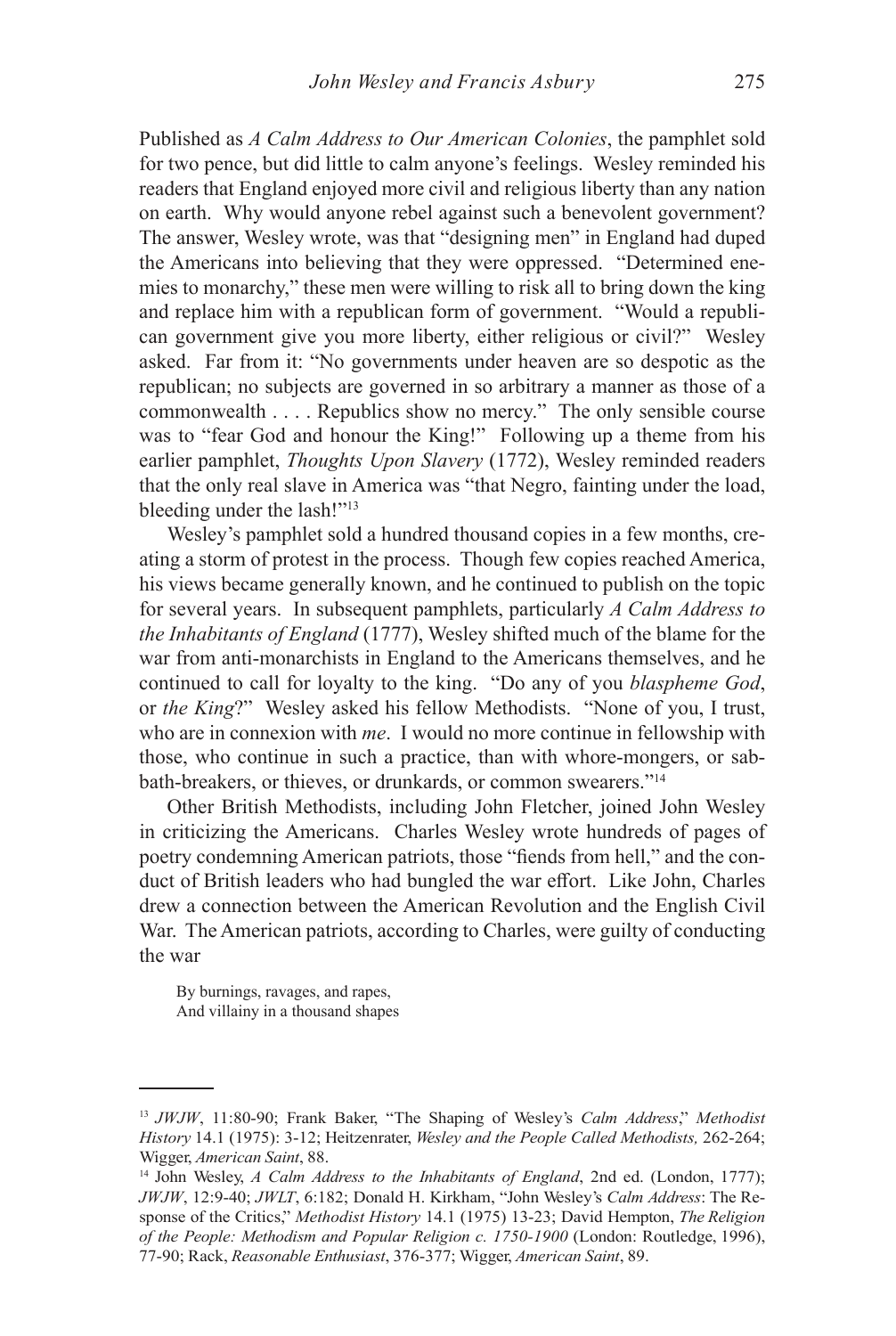Published as *A Calm Address to Our American Colonies*, the pamphlet sold for two pence, but did little to calm anyone's feelings. Wesley reminded his readers that England enjoyed more civil and religious liberty than any nation on earth. Why would anyone rebel against such a benevolent government? The answer, Wesley wrote, was that "designing men" in England had duped the Americans into believing that they were oppressed. "Determined enemies to monarchy," these men were willing to risk all to bring down the king and replace him with a republican form of government. "Would a republican government give you more liberty, either religious or civil?" Wesley asked. Far from it: "No governments under heaven are so despotic as the republican; no subjects are governed in so arbitrary a manner as those of a commonwealth . . . . Republics show no mercy." The only sensible course was to "fear God and honour the King!" Following up a theme from his earlier pamphlet, *Thoughts Upon Slavery* (1772), Wesley reminded readers that the only real slave in America was "that Negro, fainting under the load, bleeding under the lash!"[13]

Wesley's pamphlet sold a hundred thousand copies in a few months, creating a storm of protest in the process. Though few copies reached America, his views became generally known, and he continued to publish on the topic for several years. In subsequent pamphlets, particularly *A Calm Address to the Inhabitants of England* (1777), Wesley shifted much of the blame for the war from anti-monarchists in England to the Americans themselves, and he continued to call for loyalty to the king. "Do any of you *blaspheme God*, or *the King*?" Wesley asked his fellow Methodists. "None of you, I trust, who are in connexion with *me*. I would no more continue in fellowship with those, who continue in such a practice, than with whore-mongers, or sabbath-breakers, or thieves, or drunkards, or common swearers."[14]

Other British Methodists, including John Fletcher, joined John Wesley in criticizing the Americans. Charles Wesley wrote hundreds of pages of poetry condemning American patriots, those "fiends from hell," and the conduct of British leaders who had bungled the war effort. Like John, Charles drew a connection between the American Revolution and the English Civil War. The American patriots, according to Charles, were guilty of conducting the war

> By burnings, ravages, and rapes,
> And villainy in a thousand shapes

---

[13] *JWJW*, 11:80-90; Frank Baker, "The Shaping of Wesley's *Calm Address*," *Methodist History* 14.1 (1975): 3-12; Heitzenrater, *Wesley and the People Called Methodists,* 262-264; Wigger, *American Saint*, 88.

[14] John Wesley, *A Calm Address to the Inhabitants of England*, 2nd ed. (London, 1777); *JWJW*, 12:9-40; *JWLT*, 6:182; Donald H. Kirkham, "John Wesley's *Calm Address*: The Response of the Critics," *Methodist History* 14.1 (1975) 13-23; David Hempton, *The Religion of the People: Methodism and Popular Religion c. 1750-1900* (London: Routledge, 1996), 77-90; Rack, *Reasonable Enthusiast*, 376-377; Wigger, *American Saint*, 89.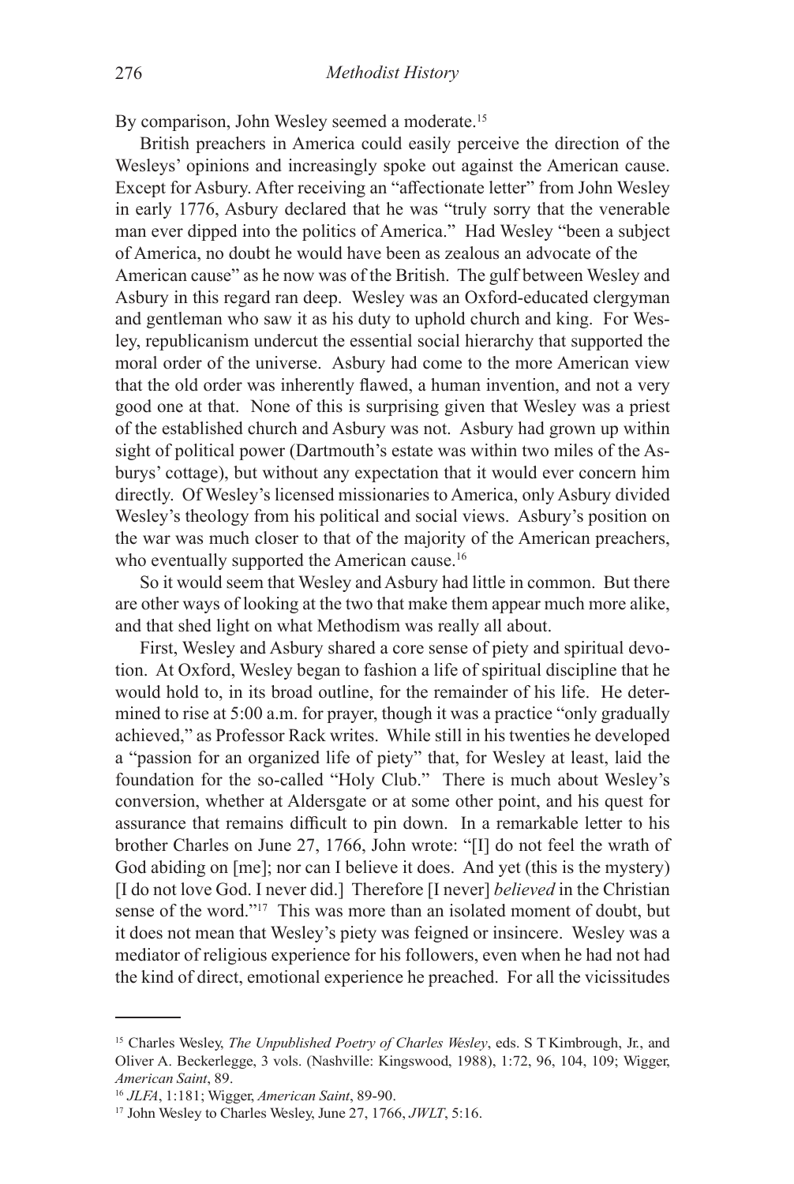By comparison, John Wesley seemed a moderate.[15]

British preachers in America could easily perceive the direction of the Wesleys' opinions and increasingly spoke out against the American cause. Except for Asbury. After receiving an "affectionate letter" from John Wesley in early 1776, Asbury declared that he was "truly sorry that the venerable man ever dipped into the politics of America." Had Wesley "been a subject of America, no doubt he would have been as zealous an advocate of the American cause" as he now was of the British. The gulf between Wesley and Asbury in this regard ran deep. Wesley was an Oxford-educated clergyman and gentleman who saw it as his duty to uphold church and king. For Wesley, republicanism undercut the essential social hierarchy that supported the moral order of the universe. Asbury had come to the more American view that the old order was inherently flawed, a human invention, and not a very good one at that. None of this is surprising given that Wesley was a priest of the established church and Asbury was not. Asbury had grown up within sight of political power (Dartmouth's estate was within two miles of the Asburys' cottage), but without any expectation that it would ever concern him directly. Of Wesley's licensed missionaries to America, only Asbury divided Wesley's theology from his political and social views. Asbury's position on the war was much closer to that of the majority of the American preachers, who eventually supported the American cause.[16]

So it would seem that Wesley and Asbury had little in common. But there are other ways of looking at the two that make them appear much more alike, and that shed light on what Methodism was really all about.

First, Wesley and Asbury shared a core sense of piety and spiritual devotion. At Oxford, Wesley began to fashion a life of spiritual discipline that he would hold to, in its broad outline, for the remainder of his life. He determined to rise at 5:00 a.m. for prayer, though it was a practice "only gradually achieved," as Professor Rack writes. While still in his twenties he developed a "passion for an organized life of piety" that, for Wesley at least, laid the foundation for the so-called "Holy Club." There is much about Wesley's conversion, whether at Aldersgate or at some other point, and his quest for assurance that remains difficult to pin down. In a remarkable letter to his brother Charles on June 27, 1766, John wrote: "[I] do not feel the wrath of God abiding on [me]; nor can I believe it does. And yet (this is the mystery) [I do not love God. I never did.] Therefore [I never] *believed* in the Christian sense of the word."[17] This was more than an isolated moment of doubt, but it does not mean that Wesley's piety was feigned or insincere. Wesley was a mediator of religious experience for his followers, even when he had not had the kind of direct, emotional experience he preached. For all the vicissitudes

---

[15] Charles Wesley, *The Unpublished Poetry of Charles Wesley*, eds. S T Kimbrough, Jr., and Oliver A. Beckerlegge, 3 vols. (Nashville: Kingswood, 1988), 1:72, 96, 104, 109; Wigger, *American Saint*, 89.

[16] *JLFA*, 1:181; Wigger, *American Saint*, 89-90.

[17] John Wesley to Charles Wesley, June 27, 1766, *JWLT*, 5:16.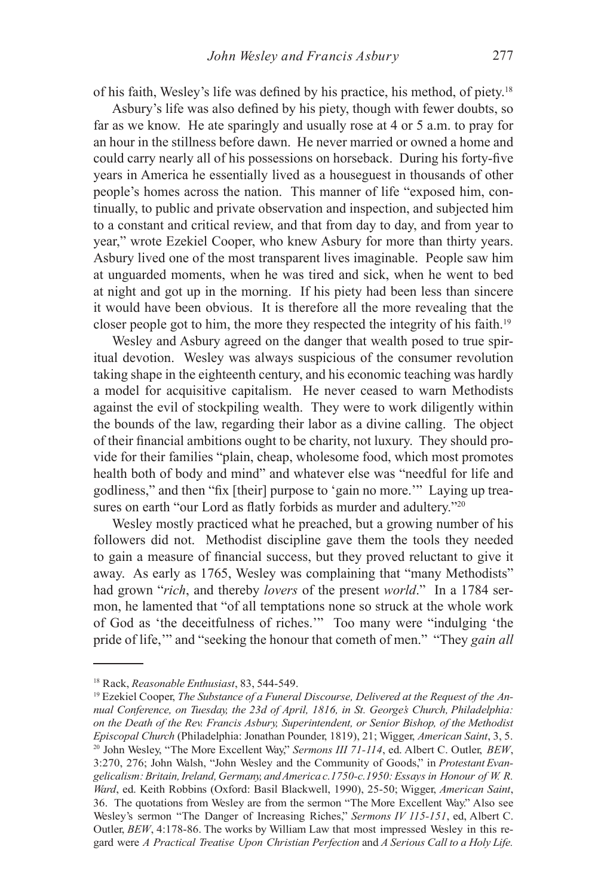of his faith, Wesley's life was defined by his practice, his method, of piety.[18]

Asbury's life was also defined by his piety, though with fewer doubts, so far as we know. He ate sparingly and usually rose at 4 or 5 a.m. to pray for an hour in the stillness before dawn. He never married or owned a home and could carry nearly all of his possessions on horseback. During his forty-five years in America he essentially lived as a houseguest in thousands of other people's homes across the nation. This manner of life "exposed him, continually, to public and private observation and inspection, and subjected him to a constant and critical review, and that from day to day, and from year to year," wrote Ezekiel Cooper, who knew Asbury for more than thirty years. Asbury lived one of the most transparent lives imaginable. People saw him at unguarded moments, when he was tired and sick, when he went to bed at night and got up in the morning. If his piety had been less than sincere it would have been obvious. It is therefore all the more revealing that the closer people got to him, the more they respected the integrity of his faith.[19]

Wesley and Asbury agreed on the danger that wealth posed to true spiritual devotion. Wesley was always suspicious of the consumer revolution taking shape in the eighteenth century, and his economic teaching was hardly a model for acquisitive capitalism. He never ceased to warn Methodists against the evil of stockpiling wealth. They were to work diligently within the bounds of the law, regarding their labor as a divine calling. The object of their financial ambitions ought to be charity, not luxury. They should provide for their families "plain, cheap, wholesome food, which most promotes health both of body and mind" and whatever else was "needful for life and godliness," and then "fix [their] purpose to 'gain no more.'" Laying up treasures on earth "our Lord as flatly forbids as murder and adultery."[20]

Wesley mostly practiced what he preached, but a growing number of his followers did not. Methodist discipline gave them the tools they needed to gain a measure of financial success, but they proved reluctant to give it away. As early as 1765, Wesley was complaining that "many Methodists" had grown "*rich*, and thereby *lovers* of the present *world*." In a 1784 sermon, he lamented that "of all temptations none so struck at the whole work of God as 'the deceitfulness of riches.'" Too many were "indulging 'the pride of life,'" and "seeking the honour that cometh of men." "They *gain all*

---

[18] Rack, *Reasonable Enthusiast*, 83, 544-549.

[19] Ezekiel Cooper, *The Substance of a Funeral Discourse, Delivered at the Request of the Annual Conference, on Tuesday, the 23d of April, 1816, in St. George's Church, Philadelphia: on the Death of the Rev. Francis Asbury, Superintendent, or Senior Bishop, of the Methodist Episcopal Church* (Philadelphia: Jonathan Pounder, 1819), 21; Wigger, *American Saint*, 3, 5.

[20] John Wesley, "The More Excellent Way," *Sermons III 71-114*, ed. Albert C. Outler, *BEW*, 3:270, 276; John Walsh, "John Wesley and the Community of Goods," in *Protestant Evangelicalism: Britain, Ireland, Germany, and America c.1750-c.1950: Essays in Honour of W. R. Ward*, ed. Keith Robbins (Oxford: Basil Blackwell, 1990), 25-50; Wigger, *American Saint*, 36. The quotations from Wesley are from the sermon "The More Excellent Way." Also see Wesley's sermon "The Danger of Increasing Riches," *Sermons IV 115-151*, ed, Albert C. Outler, *BEW*, 4:178-86. The works by William Law that most impressed Wesley in this regard were *A Practical Treatise Upon Christian Perfection* and *A Serious Call to a Holy Life.*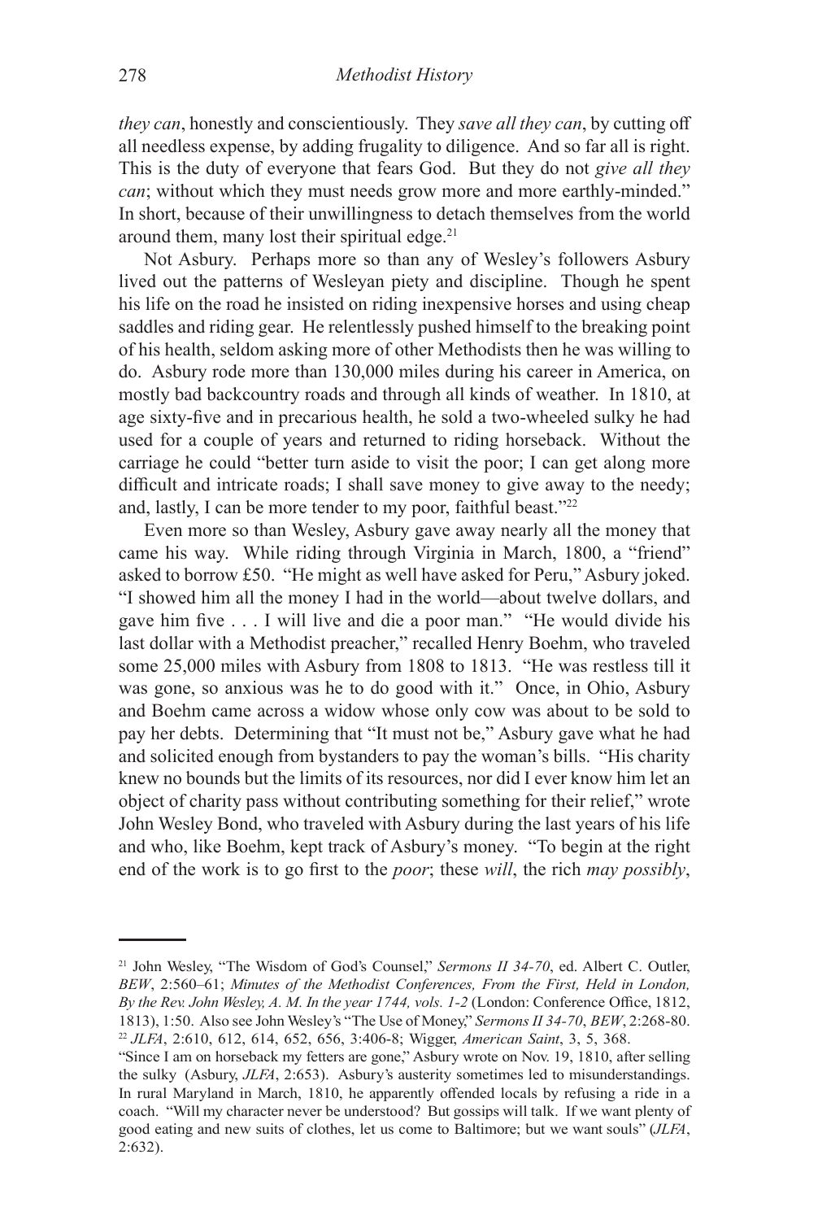*they can*, honestly and conscientiously. They *save all they can*, by cutting off all needless expense, by adding frugality to diligence. And so far all is right. This is the duty of everyone that fears God. But they do not *give all they can*; without which they must needs grow more and more earthly-minded." In short, because of their unwillingness to detach themselves from the world around them, many lost their spiritual edge.[21]

Not Asbury. Perhaps more so than any of Wesley's followers Asbury lived out the patterns of Wesleyan piety and discipline. Though he spent his life on the road he insisted on riding inexpensive horses and using cheap saddles and riding gear. He relentlessly pushed himself to the breaking point of his health, seldom asking more of other Methodists then he was willing to do. Asbury rode more than 130,000 miles during his career in America, on mostly bad backcountry roads and through all kinds of weather. In 1810, at age sixty-five and in precarious health, he sold a two-wheeled sulky he had used for a couple of years and returned to riding horseback. Without the carriage he could "better turn aside to visit the poor; I can get along more difficult and intricate roads; I shall save money to give away to the needy; and, lastly, I can be more tender to my poor, faithful beast."[22]

Even more so than Wesley, Asbury gave away nearly all the money that came his way. While riding through Virginia in March, 1800, a "friend" asked to borrow £50. "He might as well have asked for Peru," Asbury joked. "I showed him all the money I had in the world—about twelve dollars, and gave him five . . . I will live and die a poor man." "He would divide his last dollar with a Methodist preacher," recalled Henry Boehm, who traveled some 25,000 miles with Asbury from 1808 to 1813. "He was restless till it was gone, so anxious was he to do good with it." Once, in Ohio, Asbury and Boehm came across a widow whose only cow was about to be sold to pay her debts. Determining that "It must not be," Asbury gave what he had and solicited enough from bystanders to pay the woman's bills. "His charity knew no bounds but the limits of its resources, nor did I ever know him let an object of charity pass without contributing something for their relief," wrote John Wesley Bond, who traveled with Asbury during the last years of his life and who, like Boehm, kept track of Asbury's money. "To begin at the right end of the work is to go first to the *poor*; these *will*, the rich *may possibly*,

---

[21] John Wesley, "The Wisdom of God's Counsel," *Sermons II 34-70*, ed. Albert C. Outler, *BEW*, 2:560–61; *Minutes of the Methodist Conferences, From the First, Held in London, By the Rev. John Wesley, A. M. In the year 1744, vols. 1-2* (London: Conference Office, 1812, 1813), 1:50. Also see John Wesley's "The Use of Money," *Sermons II 34-70*, *BEW*, 2:268-80.

[22] *JLFA*, 2:610, 612, 614, 652, 656, 3:406-8; Wigger, *American Saint*, 3, 5, 368.

"Since I am on horseback my fetters are gone," Asbury wrote on Nov. 19, 1810, after selling the sulky (Asbury, *JLFA*, 2:653). Asbury's austerity sometimes led to misunderstandings. In rural Maryland in March, 1810, he apparently offended locals by refusing a ride in a coach. "Will my character never be understood? But gossips will talk. If we want plenty of good eating and new suits of clothes, let us come to Baltimore; but we want souls" (*JLFA*, 2:632).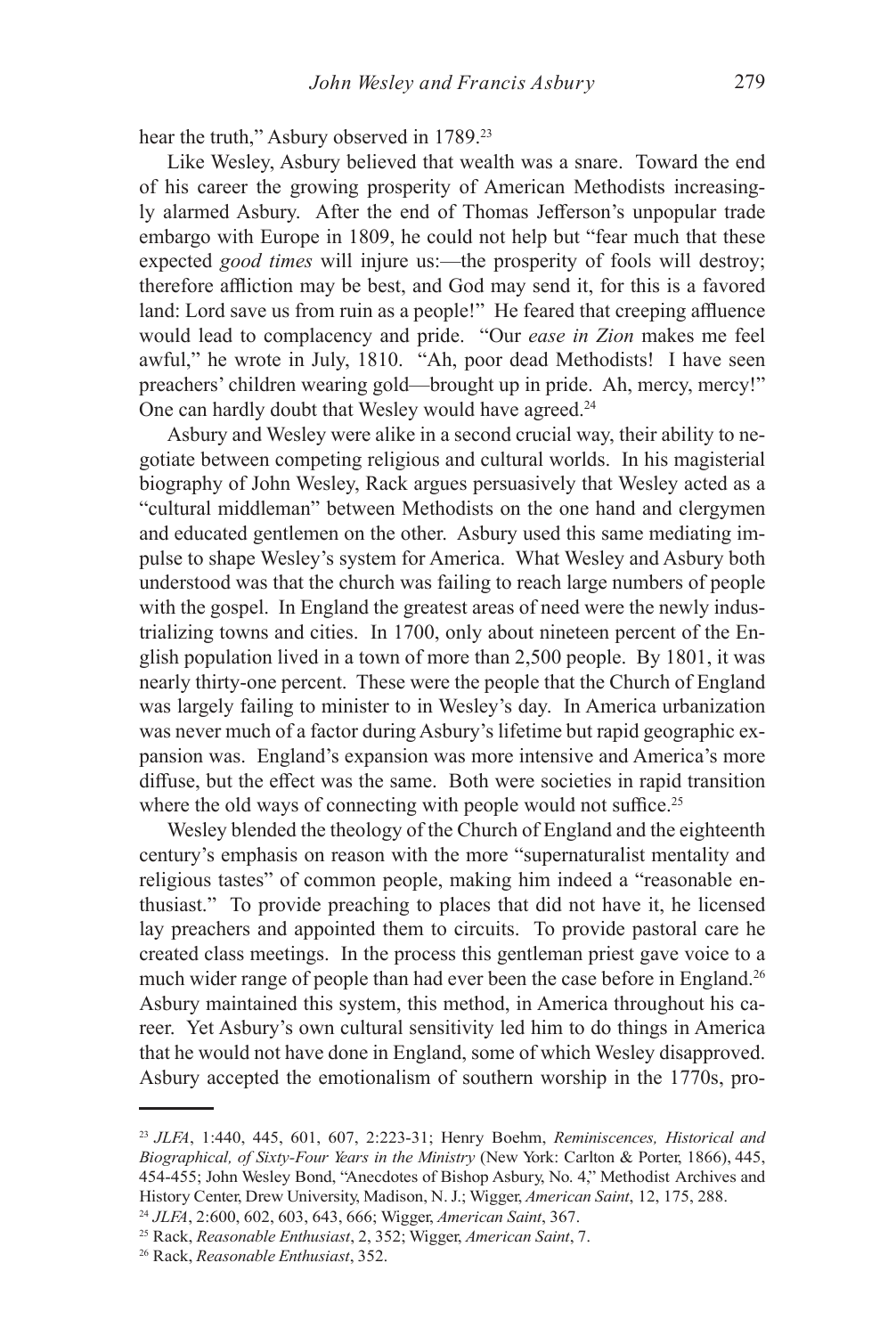hear the truth," Asbury observed in 1789.[23]

Like Wesley, Asbury believed that wealth was a snare. Toward the end of his career the growing prosperity of American Methodists increasingly alarmed Asbury. After the end of Thomas Jefferson's unpopular trade embargo with Europe in 1809, he could not help but "fear much that these expected *good times* will injure us:—the prosperity of fools will destroy; therefore affliction may be best, and God may send it, for this is a favored land: Lord save us from ruin as a people!" He feared that creeping affluence would lead to complacency and pride. "Our *ease in Zion* makes me feel awful," he wrote in July, 1810. "Ah, poor dead Methodists! I have seen preachers' children wearing gold—brought up in pride. Ah, mercy, mercy!" One can hardly doubt that Wesley would have agreed.[24]

Asbury and Wesley were alike in a second crucial way, their ability to negotiate between competing religious and cultural worlds. In his magisterial biography of John Wesley, Rack argues persuasively that Wesley acted as a "cultural middleman" between Methodists on the one hand and clergymen and educated gentlemen on the other. Asbury used this same mediating impulse to shape Wesley's system for America. What Wesley and Asbury both understood was that the church was failing to reach large numbers of people with the gospel. In England the greatest areas of need were the newly industrializing towns and cities. In 1700, only about nineteen percent of the English population lived in a town of more than 2,500 people. By 1801, it was nearly thirty-one percent. These were the people that the Church of England was largely failing to minister to in Wesley's day. In America urbanization was never much of a factor during Asbury's lifetime but rapid geographic expansion was. England's expansion was more intensive and America's more diffuse, but the effect was the same. Both were societies in rapid transition where the old ways of connecting with people would not suffice.[25]

Wesley blended the theology of the Church of England and the eighteenth century's emphasis on reason with the more "supernaturalist mentality and religious tastes" of common people, making him indeed a "reasonable enthusiast." To provide preaching to places that did not have it, he licensed lay preachers and appointed them to circuits. To provide pastoral care he created class meetings. In the process this gentleman priest gave voice to a much wider range of people than had ever been the case before in England.[26] Asbury maintained this system, this method, in America throughout his career. Yet Asbury's own cultural sensitivity led him to do things in America that he would not have done in England, some of which Wesley disapproved. Asbury accepted the emotionalism of southern worship in the 1770s, pro-

---

[23] *JLFA*, 1:440, 445, 601, 607, 2:223-31; Henry Boehm, *Reminiscences, Historical and Biographical, of Sixty-Four Years in the Ministry* (New York: Carlton & Porter, 1866), 445, 454-455; John Wesley Bond, "Anecdotes of Bishop Asbury, No. 4," Methodist Archives and History Center, Drew University, Madison, N. J.; Wigger, *American Saint*, 12, 175, 288.

[24] *JLFA*, 2:600, 602, 603, 643, 666; Wigger, *American Saint*, 367.

[25] Rack, *Reasonable Enthusiast*, 2, 352; Wigger, *American Saint*, 7.

[26] Rack, *Reasonable Enthusiast*, 352.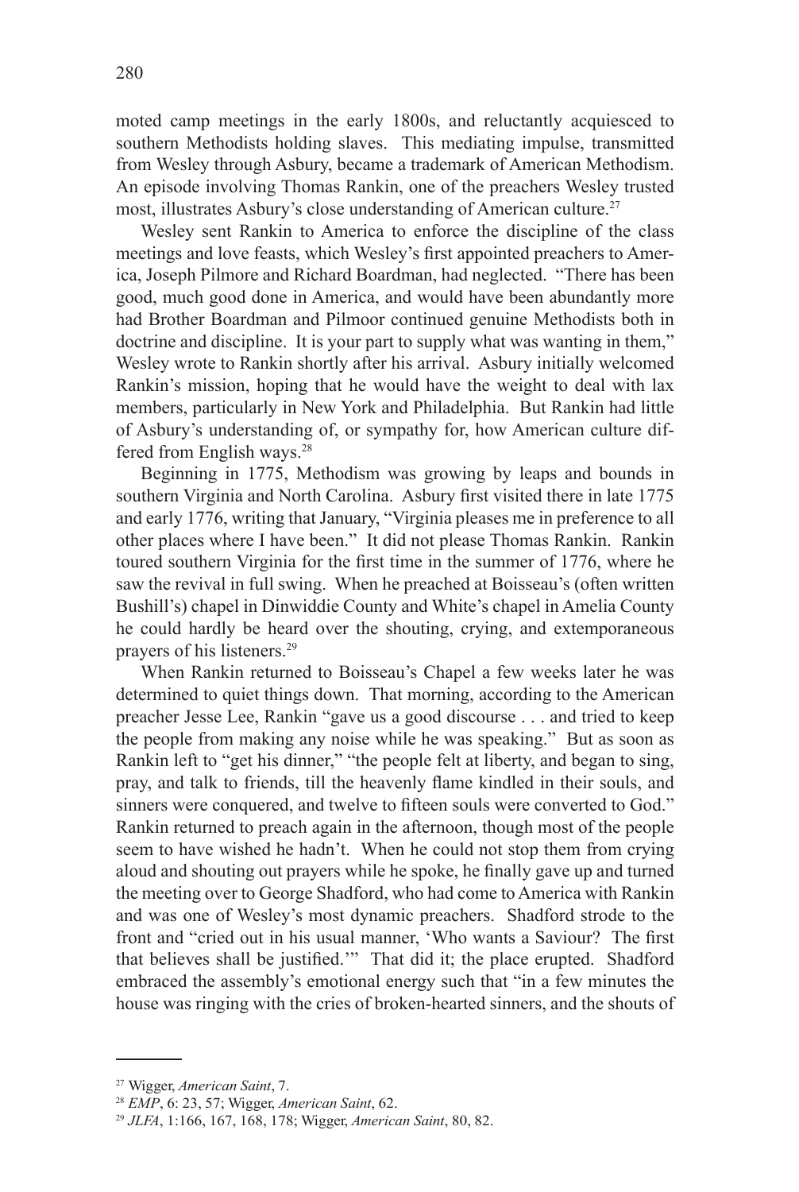moted camp meetings in the early 1800s, and reluctantly acquiesced to southern Methodists holding slaves. This mediating impulse, transmitted from Wesley through Asbury, became a trademark of American Methodism. An episode involving Thomas Rankin, one of the preachers Wesley trusted most, illustrates Asbury's close understanding of American culture.[27]

Wesley sent Rankin to America to enforce the discipline of the class meetings and love feasts, which Wesley's first appointed preachers to America, Joseph Pilmore and Richard Boardman, had neglected. "There has been good, much good done in America, and would have been abundantly more had Brother Boardman and Pilmoor continued genuine Methodists both in doctrine and discipline. It is your part to supply what was wanting in them," Wesley wrote to Rankin shortly after his arrival. Asbury initially welcomed Rankin's mission, hoping that he would have the weight to deal with lax members, particularly in New York and Philadelphia. But Rankin had little of Asbury's understanding of, or sympathy for, how American culture differed from English ways.[28]

Beginning in 1775, Methodism was growing by leaps and bounds in southern Virginia and North Carolina. Asbury first visited there in late 1775 and early 1776, writing that January, "Virginia pleases me in preference to all other places where I have been." It did not please Thomas Rankin. Rankin toured southern Virginia for the first time in the summer of 1776, where he saw the revival in full swing. When he preached at Boisseau's (often written Bushill's) chapel in Dinwiddie County and White's chapel in Amelia County he could hardly be heard over the shouting, crying, and extemporaneous prayers of his listeners.[29]

When Rankin returned to Boisseau's Chapel a few weeks later he was determined to quiet things down. That morning, according to the American preacher Jesse Lee, Rankin "gave us a good discourse . . . and tried to keep the people from making any noise while he was speaking." But as soon as Rankin left to "get his dinner," "the people felt at liberty, and began to sing, pray, and talk to friends, till the heavenly flame kindled in their souls, and sinners were conquered, and twelve to fifteen souls were converted to God." Rankin returned to preach again in the afternoon, though most of the people seem to have wished he hadn't. When he could not stop them from crying aloud and shouting out prayers while he spoke, he finally gave up and turned the meeting over to George Shadford, who had come to America with Rankin and was one of Wesley's most dynamic preachers. Shadford strode to the front and "cried out in his usual manner, 'Who wants a Saviour? The first that believes shall be justified.'" That did it; the place erupted. Shadford embraced the assembly's emotional energy such that "in a few minutes the house was ringing with the cries of broken-hearted sinners, and the shouts of

---

[27] Wigger, *American Saint*, 7.

[28] *EMP*, 6: 23, 57; Wigger, *American Saint*, 62.

[29] *JLFA*, 1:166, 167, 168, 178; Wigger, *American Saint*, 80, 82.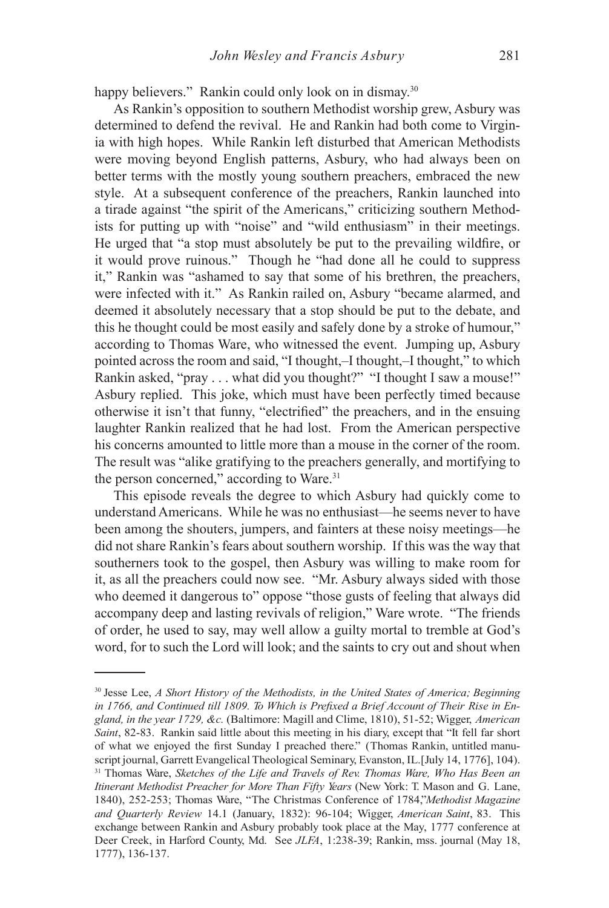happy believers." Rankin could only look on in dismay.[30]

As Rankin's opposition to southern Methodist worship grew, Asbury was determined to defend the revival. He and Rankin had both come to Virginia with high hopes. While Rankin left disturbed that American Methodists were moving beyond English patterns, Asbury, who had always been on better terms with the mostly young southern preachers, embraced the new style. At a subsequent conference of the preachers, Rankin launched into a tirade against "the spirit of the Americans," criticizing southern Methodists for putting up with "noise" and "wild enthusiasm" in their meetings. He urged that "a stop must absolutely be put to the prevailing wildfire, or it would prove ruinous." Though he "had done all he could to suppress it," Rankin was "ashamed to say that some of his brethren, the preachers, were infected with it." As Rankin railed on, Asbury "became alarmed, and deemed it absolutely necessary that a stop should be put to the debate, and this he thought could be most easily and safely done by a stroke of humour," according to Thomas Ware, who witnessed the event. Jumping up, Asbury pointed across the room and said, "I thought,–I thought,–I thought," to which Rankin asked, "pray . . . what did you thought?" "I thought I saw a mouse!" Asbury replied. This joke, which must have been perfectly timed because otherwise it isn't that funny, "electrified" the preachers, and in the ensuing laughter Rankin realized that he had lost. From the American perspective his concerns amounted to little more than a mouse in the corner of the room. The result was "alike gratifying to the preachers generally, and mortifying to the person concerned," according to Ware.[31]

This episode reveals the degree to which Asbury had quickly come to understand Americans. While he was no enthusiast—he seems never to have been among the shouters, jumpers, and fainters at these noisy meetings—he did not share Rankin's fears about southern worship. If this was the way that southerners took to the gospel, then Asbury was willing to make room for it, as all the preachers could now see. "Mr. Asbury always sided with those who deemed it dangerous to" oppose "those gusts of feeling that always did accompany deep and lasting revivals of religion," Ware wrote. "The friends of order, he used to say, may well allow a guilty mortal to tremble at God's word, for to such the Lord will look; and the saints to cry out and shout when

---

[30] Jesse Lee, *A Short History of the Methodists, in the United States of America; Beginning in 1766, and Continued till 1809. To Which is Prefixed a Brief Account of Their Rise in England, in the year 1729, &c.* (Baltimore: Magill and Clime, 1810), 51-52; Wigger, *American Saint*, 82-83. Rankin said little about this meeting in his diary, except that "It fell far short of what we enjoyed the first Sunday I preached there." (Thomas Rankin, untitled manuscript journal, Garrett Evangelical Theological Seminary, Evanston, IL.[July 14, 1776], 104).

[31] Thomas Ware, *Sketches of the Life and Travels of Rev. Thomas Ware, Who Has Been an Itinerant Methodist Preacher for More Than Fifty Years* (New York: T. Mason and G. Lane, 1840), 252-253; Thomas Ware, "The Christmas Conference of 1784,"*Methodist Magazine and Quarterly Review* 14.1 (January, 1832): 96-104; Wigger, *American Saint*, 83. This exchange between Rankin and Asbury probably took place at the May, 1777 conference at Deer Creek, in Harford County, Md. See *JLFA*, 1:238-39; Rankin, mss. journal (May 18, 1777), 136-137.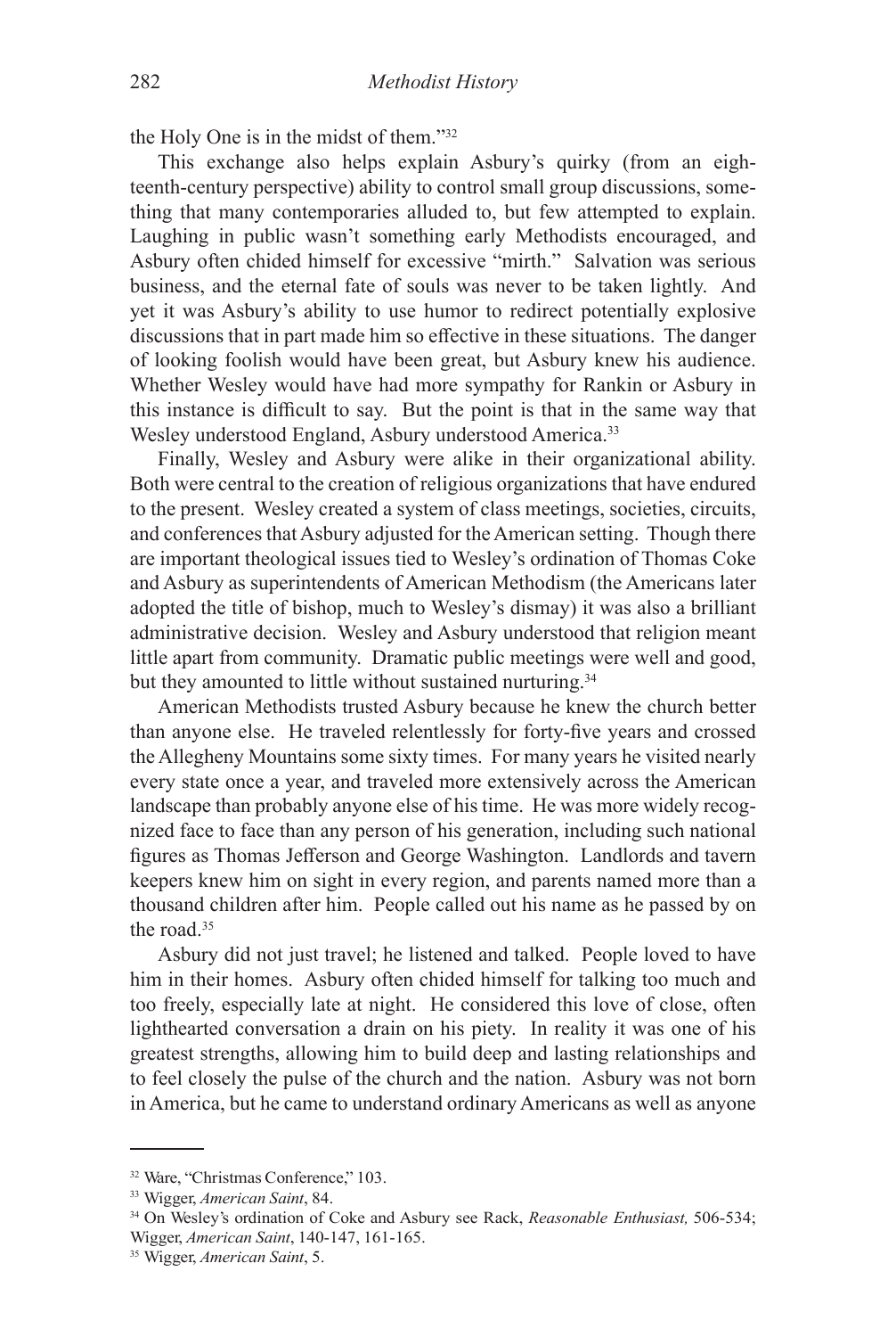the Holy One is in the midst of them."[32]

This exchange also helps explain Asbury's quirky (from an eighteenth-century perspective) ability to control small group discussions, something that many contemporaries alluded to, but few attempted to explain. Laughing in public wasn't something early Methodists encouraged, and Asbury often chided himself for excessive "mirth." Salvation was serious business, and the eternal fate of souls was never to be taken lightly. And yet it was Asbury's ability to use humor to redirect potentially explosive discussions that in part made him so effective in these situations. The danger of looking foolish would have been great, but Asbury knew his audience. Whether Wesley would have had more sympathy for Rankin or Asbury in this instance is difficult to say. But the point is that in the same way that Wesley understood England, Asbury understood America.[33]

Finally, Wesley and Asbury were alike in their organizational ability. Both were central to the creation of religious organizations that have endured to the present. Wesley created a system of class meetings, societies, circuits, and conferences that Asbury adjusted for the American setting. Though there are important theological issues tied to Wesley's ordination of Thomas Coke and Asbury as superintendents of American Methodism (the Americans later adopted the title of bishop, much to Wesley's dismay) it was also a brilliant administrative decision. Wesley and Asbury understood that religion meant little apart from community. Dramatic public meetings were well and good, but they amounted to little without sustained nurturing.[34]

American Methodists trusted Asbury because he knew the church better than anyone else. He traveled relentlessly for forty-five years and crossed the Allegheny Mountains some sixty times. For many years he visited nearly every state once a year, and traveled more extensively across the American landscape than probably anyone else of his time. He was more widely recognized face to face than any person of his generation, including such national figures as Thomas Jefferson and George Washington. Landlords and tavern keepers knew him on sight in every region, and parents named more than a thousand children after him. People called out his name as he passed by on the road.[35]

Asbury did not just travel; he listened and talked. People loved to have him in their homes. Asbury often chided himself for talking too much and too freely, especially late at night. He considered this love of close, often lighthearted conversation a drain on his piety. In reality it was one of his greatest strengths, allowing him to build deep and lasting relationships and to feel closely the pulse of the church and the nation. Asbury was not born in America, but he came to understand ordinary Americans as well as anyone

---

[32] Ware, "Christmas Conference," 103.

[33] Wigger, *American Saint*, 84.

[34] On Wesley's ordination of Coke and Asbury see Rack, *Reasonable Enthusiast,* 506-534; Wigger, *American Saint*, 140-147, 161-165.

[35] Wigger, *American Saint*, 5.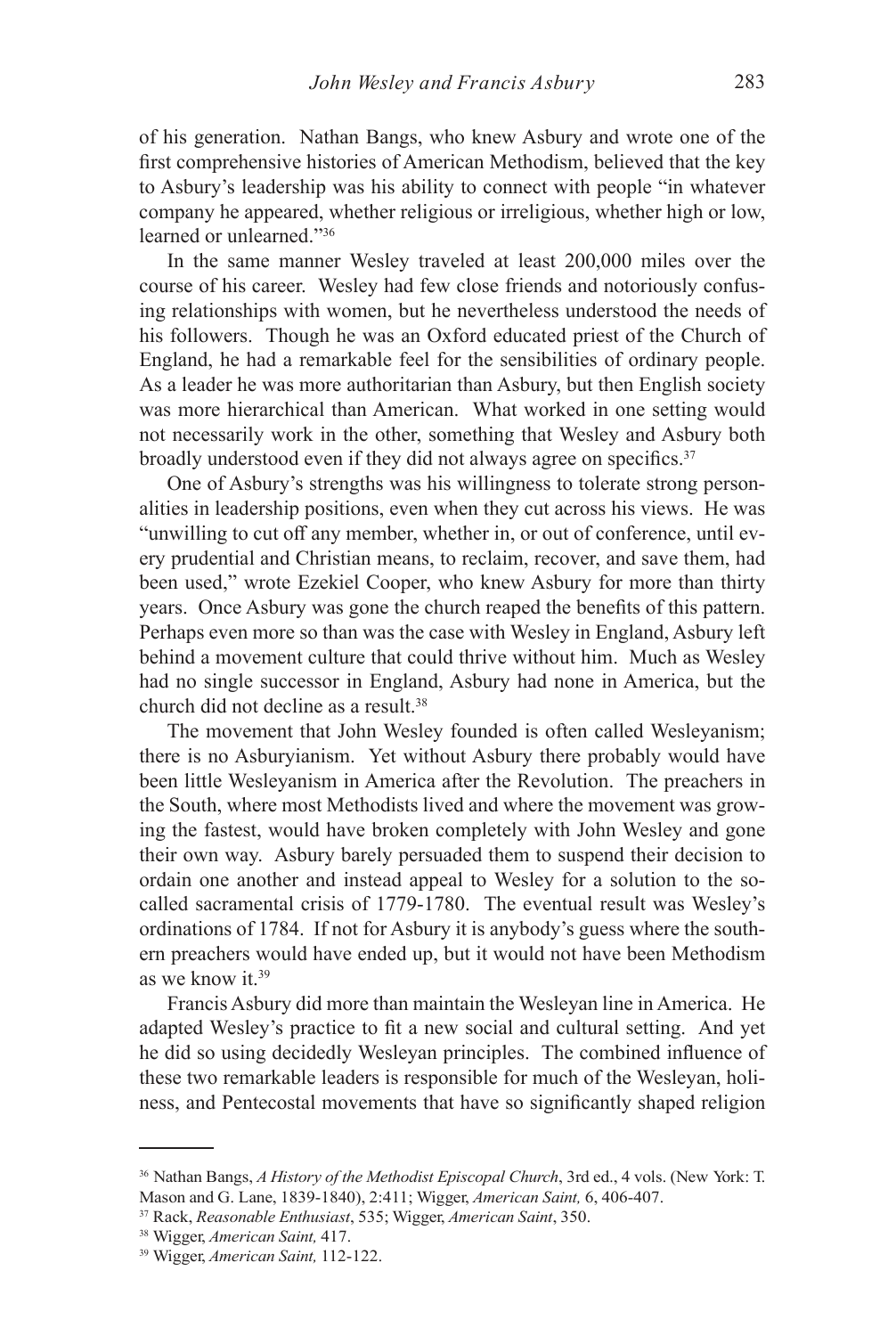of his generation. Nathan Bangs, who knew Asbury and wrote one of the first comprehensive histories of American Methodism, believed that the key to Asbury's leadership was his ability to connect with people "in whatever company he appeared, whether religious or irreligious, whether high or low, learned or unlearned."[36]

In the same manner Wesley traveled at least 200,000 miles over the course of his career. Wesley had few close friends and notoriously confusing relationships with women, but he nevertheless understood the needs of his followers. Though he was an Oxford educated priest of the Church of England, he had a remarkable feel for the sensibilities of ordinary people. As a leader he was more authoritarian than Asbury, but then English society was more hierarchical than American. What worked in one setting would not necessarily work in the other, something that Wesley and Asbury both broadly understood even if they did not always agree on specifics.[37]

One of Asbury's strengths was his willingness to tolerate strong personalities in leadership positions, even when they cut across his views. He was "unwilling to cut off any member, whether in, or out of conference, until every prudential and Christian means, to reclaim, recover, and save them, had been used," wrote Ezekiel Cooper, who knew Asbury for more than thirty years. Once Asbury was gone the church reaped the benefits of this pattern. Perhaps even more so than was the case with Wesley in England, Asbury left behind a movement culture that could thrive without him. Much as Wesley had no single successor in England, Asbury had none in America, but the church did not decline as a result.[38]

The movement that John Wesley founded is often called Wesleyanism; there is no Asburyianism. Yet without Asbury there probably would have been little Wesleyanism in America after the Revolution. The preachers in the South, where most Methodists lived and where the movement was growing the fastest, would have broken completely with John Wesley and gone their own way. Asbury barely persuaded them to suspend their decision to ordain one another and instead appeal to Wesley for a solution to the so-called sacramental crisis of 1779-1780. The eventual result was Wesley's ordinations of 1784. If not for Asbury it is anybody's guess where the southern preachers would have ended up, but it would not have been Methodism as we know it.[39]

Francis Asbury did more than maintain the Wesleyan line in America. He adapted Wesley's practice to fit a new social and cultural setting. And yet he did so using decidedly Wesleyan principles. The combined influence of these two remarkable leaders is responsible for much of the Wesleyan, holiness, and Pentecostal movements that have so significantly shaped religion

---

[36] Nathan Bangs, *A History of the Methodist Episcopal Church*, 3rd ed., 4 vols. (New York: T. Mason and G. Lane, 1839-1840), 2:411; Wigger, *American Saint,* 6, 406-407.

[37] Rack, *Reasonable Enthusiast*, 535; Wigger, *American Saint*, 350.

[38] Wigger, *American Saint,* 417.

[39] Wigger, *American Saint,* 112-122.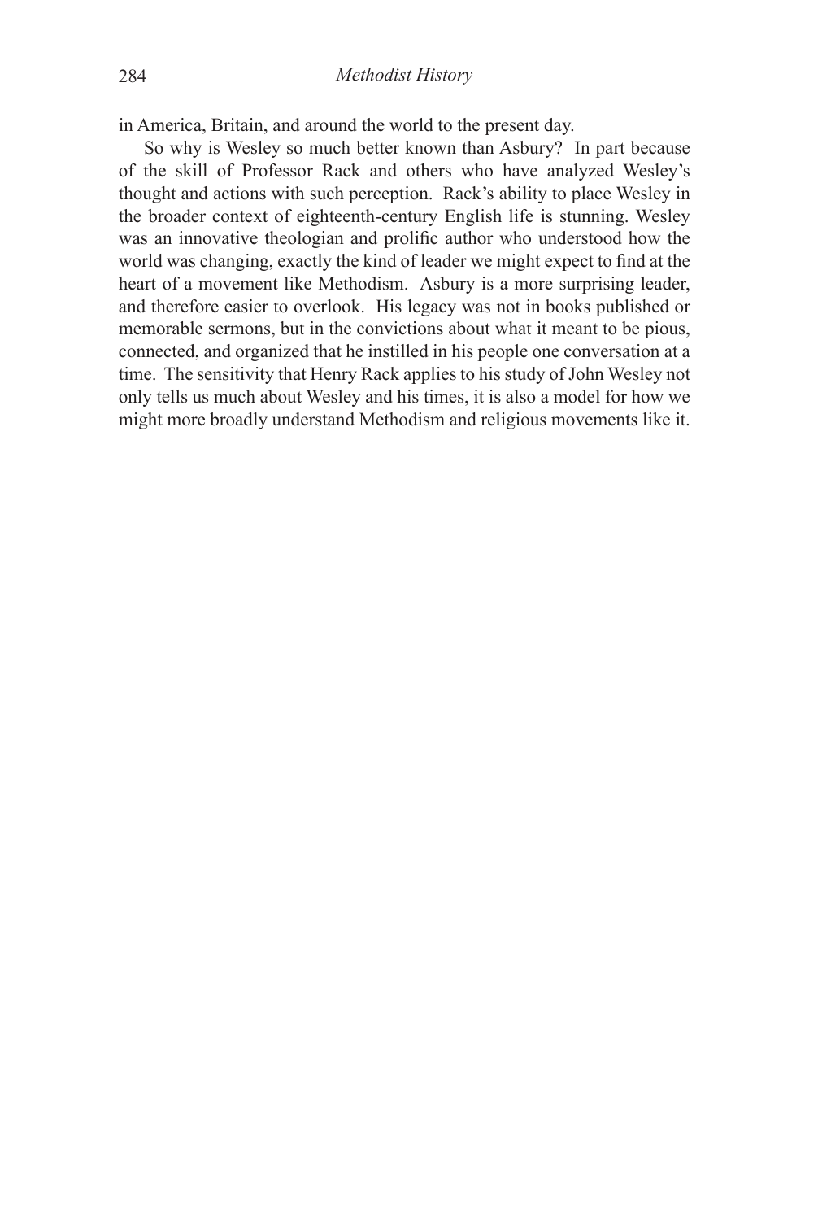in America, Britain, and around the world to the present day.

So why is Wesley so much better known than Asbury? In part because of the skill of Professor Rack and others who have analyzed Wesley's thought and actions with such perception. Rack's ability to place Wesley in the broader context of eighteenth-century English life is stunning. Wesley was an innovative theologian and prolific author who understood how the world was changing, exactly the kind of leader we might expect to find at the heart of a movement like Methodism. Asbury is a more surprising leader, and therefore easier to overlook. His legacy was not in books published or memorable sermons, but in the convictions about what it meant to be pious, connected, and organized that he instilled in his people one conversation at a time. The sensitivity that Henry Rack applies to his study of John Wesley not only tells us much about Wesley and his times, it is also a model for how we might more broadly understand Methodism and religious movements like it.